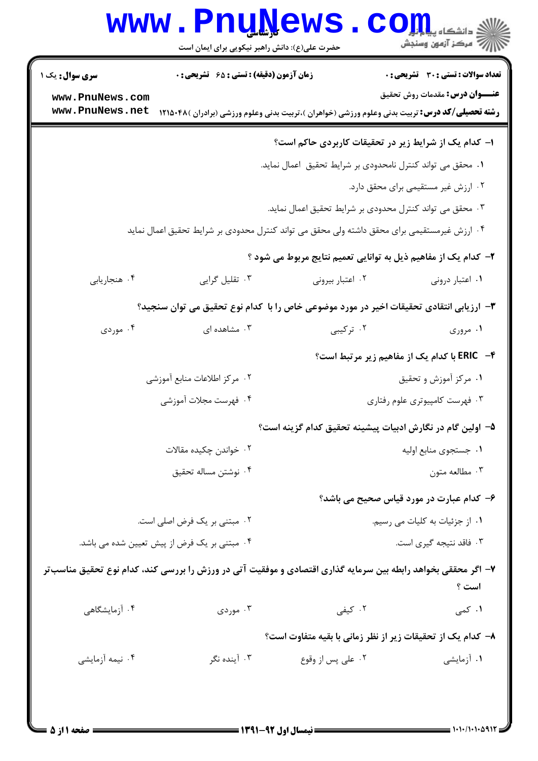**سری سوال:** یک ۱

**زمان آزمون (دقیقه) : تستی : ۶۵ تشریحی : ۰**

**تعداد سوالات : تستی : ۳۰ تشریحی : ۰**

**عنـــوان درس:** مقدمات روش تحقیق

**رشته تحصیلی/کد درس:** تربیت بدنی وعلوم ورزشی (خواهران )،تربیت بدنی وعلوم ورزشی (برادران )۱۲۱۵۰۴۸

**۱- کدام یک از شرایط زیر در تحقیقات کاربردی حاکم است؟**

۱. محقق می تواند کنترل نامحدودی بر شرایط تحقیق اعمال نماید.

۲. ارزش غیر مستقیمی برای محقق دارد.

۳. محقق می تواند کنترل محدودی بر شرایط تحقیق اعمال نماید.

۴. ارزش غیرمستقیمی برای محقق داشته ولی محقق می تواند کنترل محدودی بر شرایط تحقیق اعمال نماید

**۲- کدام یک از مفاهیم ذیل به توانایی تعمیم نتایج مربوط می شود ؟**

۱. اعتبار درونی ۲. اعتبار بیرونی ۳. تقلیل گرایی ۴. هنجاریابی

**۳- ارزیابی انتقادی تحقیقات اخیر در مورد موضوعی خاص را با کدام نوع تحقیق می توان سنجید؟**

۱. مروری ۲. ترکیبی ۳. مشاهده ای ۴. موردی

**۴- ERIC با کدام یک از مفاهیم زیر مرتبط است؟**

۱. مرکز آموزش و تحقیق

۲. مرکز اطلاعات منابع آموزشی

۳. فهرست کامپیوتری علوم رفتاری

۴. فهرست مجلات آموزشی

**۵- اولین گام در نگارش ادبیات پیشینه تحقیق کدام گزینه است؟**

۱. جستجوی منابع اولیه

۲. خواندن چکیده مقالات

۳. مطالعه متون

۴. نوشتن مساله تحقیق

**۶- کدام عبارت در مورد قیاس صحیح می باشد؟**

۱. از جزئیات به کلیات می رسیم.

۲. مبتنی بر یک فرض اصلی است.

۳. فاقد نتیجه گیری است.

۴. مبتنی بر یک فرض از پیش تعیین شده می باشد.

**۷- اگر محققی بخواهد رابطه بین سرمایه گذاری اقتصادی و موفقیت آتی در ورزش را بررسی کند، کدام نوع تحقیق مناسب‌تر است ؟**

۱. کمی ۲. کیفی ۳. موردی ۴. آزمایشگاهی

**۸- کدام یک از تحقیقات زیر از نظر زمانی با بقیه متفاوت است؟**

۱. آزمایشی ۲. علی پس از وقوع ۳. آینده نگر ۴. نیمه آزمایشی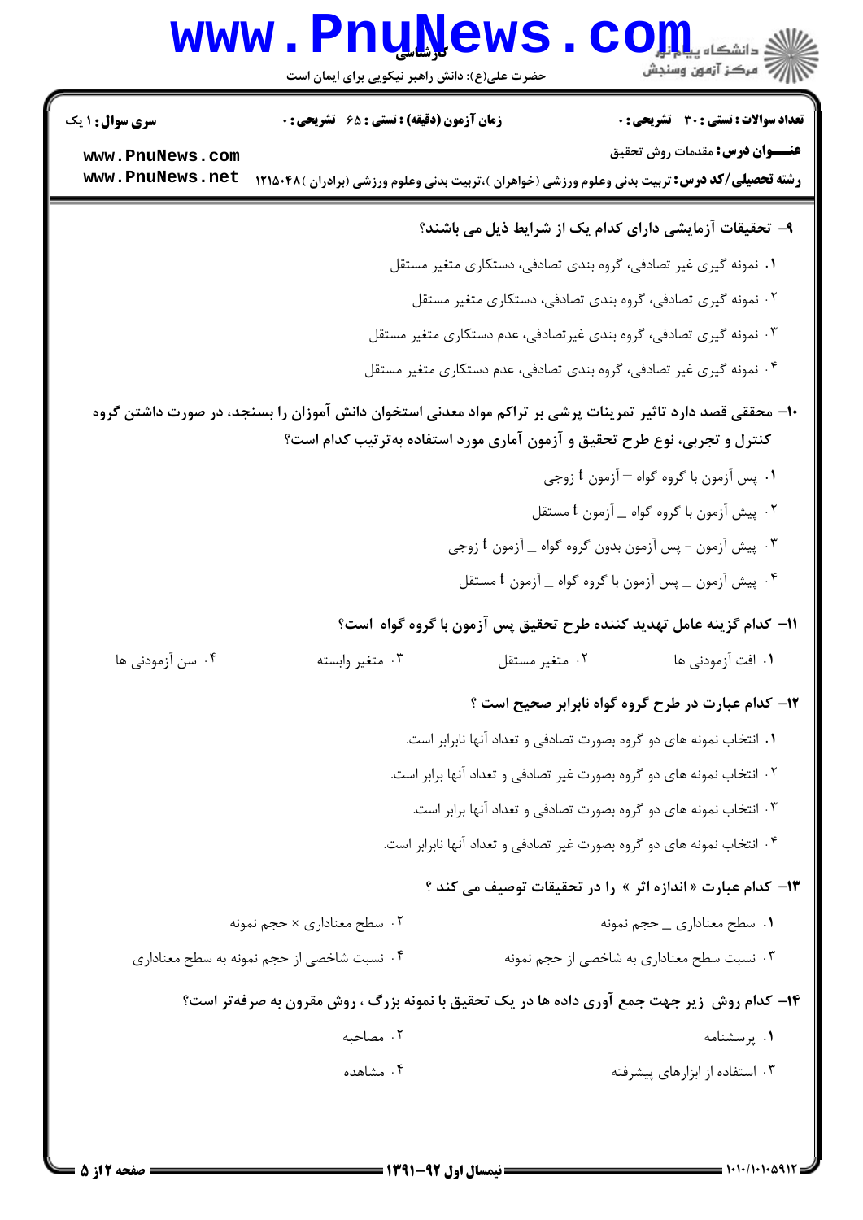**سری سوال:** ۱ یک

**زمان آزمون (دقیقه) : تستی : ۶۵ تشریحی : ۰**

**تعداد سوالات : تستی : ۳۰ تشریحی : ۰**

**عنـــوان درس:** مقدمات روش تحقیق

**رشته تحصیلی/کد درس:** تربیت بدنی وعلوم ورزشی (خواهران )،تربیت بدنی وعلوم ورزشی (برادران )۱۲۱۵۰۴۸

**۹- تحقیقات آزمایشی دارای کدام یک از شرایط ذیل می باشند؟**

۱. نمونه گیری غیر تصادفی، گروه بندی تصادفی، دستکاری متغیر مستقل

۲. نمونه گیری تصادفی، گروه بندی تصادفی، دستکاری متغیر مستقل

۳. نمونه گیری تصادفی، گروه بندی غیرتصادفی، عدم دستکاری متغیر مستقل

۴. نمونه گیری غیر تصادفی، گروه بندی تصادفی، عدم دستکاری متغیر مستقل

**۱۰- محققی قصد دارد تاثیر تمرینات پرشی بر تراکم مواد معدنی استخوان دانش آموزان را بسنجد، در صورت داشتن گروه کنترل و تجربی، نوع طرح تحقیق و آزمون آماری مورد استفاده به‌ترتیب کدام است؟**

۱. پس آزمون با گروه گواه – آزمون t زوجی

۲. پیش آزمون با گروه گواه ـ آزمون t مستقل

۳. پیش آزمون - پس آزمون بدون گروه گواه ـ آزمون t زوجی

۴. پیش آزمون ـ پس آزمون با گروه گواه ـ آزمون t مستقل

**۱۱- کدام گزینه عامل تهدید کننده طرح تحقیق پس آزمون با گروه گواه است؟**

۱. افت آزمودنی ها

۲. متغیر مستقل

۳. متغیر وابسته

۴. سن آزمودنی ها

**۱۲- کدام عبارت در طرح گروه گواه نابرابر صحیح است ؟**

۱. انتخاب نمونه های دو گروه بصورت تصادفی و تعداد آنها نابرابر است.

۲. انتخاب نمونه های دو گروه بصورت غیر تصادفی و تعداد آنها برابر است.

۳. انتخاب نمونه های دو گروه بصورت تصادفی و تعداد آنها برابر است.

۴. انتخاب نمونه های دو گروه بصورت غیر تصادفی و تعداد آنها نابرابر است.

**۱۳- کدام عبارت « اندازه اثر » را در تحقیقات توصیف می کند ؟**

۱. سطح معناداری ـ حجم نمونه

۲. سطح معناداری × حجم نمونه

۳. نسبت سطح معناداری به شاخصی از حجم نمونه

۴. نسبت شاخصی از حجم نمونه به سطح معناداری

**۱۴- کدام روش زیر جهت جمع آوری داده ها در یک تحقیق با نمونه بزرگ ، روش مقرون به صرفه‌تر است؟**

۱. پرسشنامه

۲. مصاحبه

۳. استفاده از ابزارهای پیشرفته

۴. مشاهده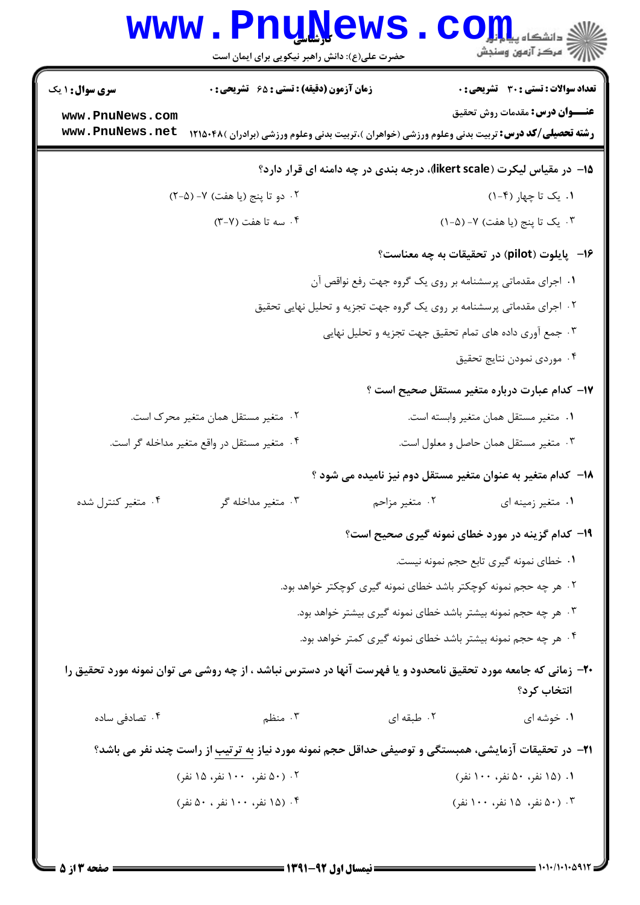۱۵- در مقیاس لیکرت (likert scale)، درجه بندی در چه دامنه ای قرار دارد؟

۱. یک تا چهار (۴-۱)

۲. دو تا پنج (یا هفت) ۷- (۵-۲)

۳. یک تا پنج (یا هفت) ۷- (۵-۱)

۴. سه تا هفت (۷-۳)

۱۶- پایلوت (pilot) در تحقیقات به چه معناست؟

۱. اجرای مقدماتی پرسشنامه بر روی یک گروه جهت رفع نواقص آن

۲. اجرای مقدماتی پرسشنامه بر روی یک گروه جهت تجزیه و تحلیل نهایی تحقیق

۳. جمع آوری داده های تمام تحقیق جهت تجزیه و تحلیل نهایی

۴. موردی نمودن نتایج تحقیق

۱۷- کدام عبارت درباره متغیر مستقل صحیح است ؟

۱. متغیر مستقل همان متغیر وابسته است.

۲. متغیر مستقل همان متغیر محرک است.

۳. متغیر مستقل همان حاصل و معلول است.

۴. متغیر مستقل در واقع متغیر مداخله گر است.

۱۸- کدام متغیر به عنوان متغیر مستقل دوم نیز نامیده می شود ؟

۱. متغیر زمینه ای

۲. متغیر مزاحم

۳. متغیر مداخله گر

۴. متغیر کنترل شده

۱۹- کدام گزینه در مورد خطای نمونه گیری صحیح است؟

۱. خطای نمونه گیری تابع حجم نمونه نیست.

۲. هر چه حجم نمونه کوچکتر باشد خطای نمونه گیری کوچکتر خواهد بود.

۳. هر چه حجم نمونه بیشتر باشد خطای نمونه گیری بیشتر خواهد بود.

۴. هر چه حجم نمونه بیشتر باشد خطای نمونه گیری کمتر خواهد بود.

۲۰- زمانی که جامعه مورد تحقیق نامحدود و یا فهرست آنها در دسترس نباشد ، از چه روشی می توان نمونه مورد تحقیق را انتخاب کرد؟

۱. خوشه ای

۲. طبقه ای

۳. منظم

۴. تصادفی ساده

۲۱- در تحقیقات آزمایشی، همبستگی و توصیفی حداقل حجم نمونه مورد نیاز به ترتیب از راست چند نفر می باشد؟

۱. (۱۵ نفر، ۵۰ نفر، ۱۰۰ نفر)

۲. (۵۰ نفر، ۱۰۰ نفر، ۱۵ نفر)

۳. (۵۰ نفر، ۱۵ نفر، ۱۰۰ نفر)

۴. (۱۵ نفر، ۱۰۰ نفر ، ۵۰ نفر)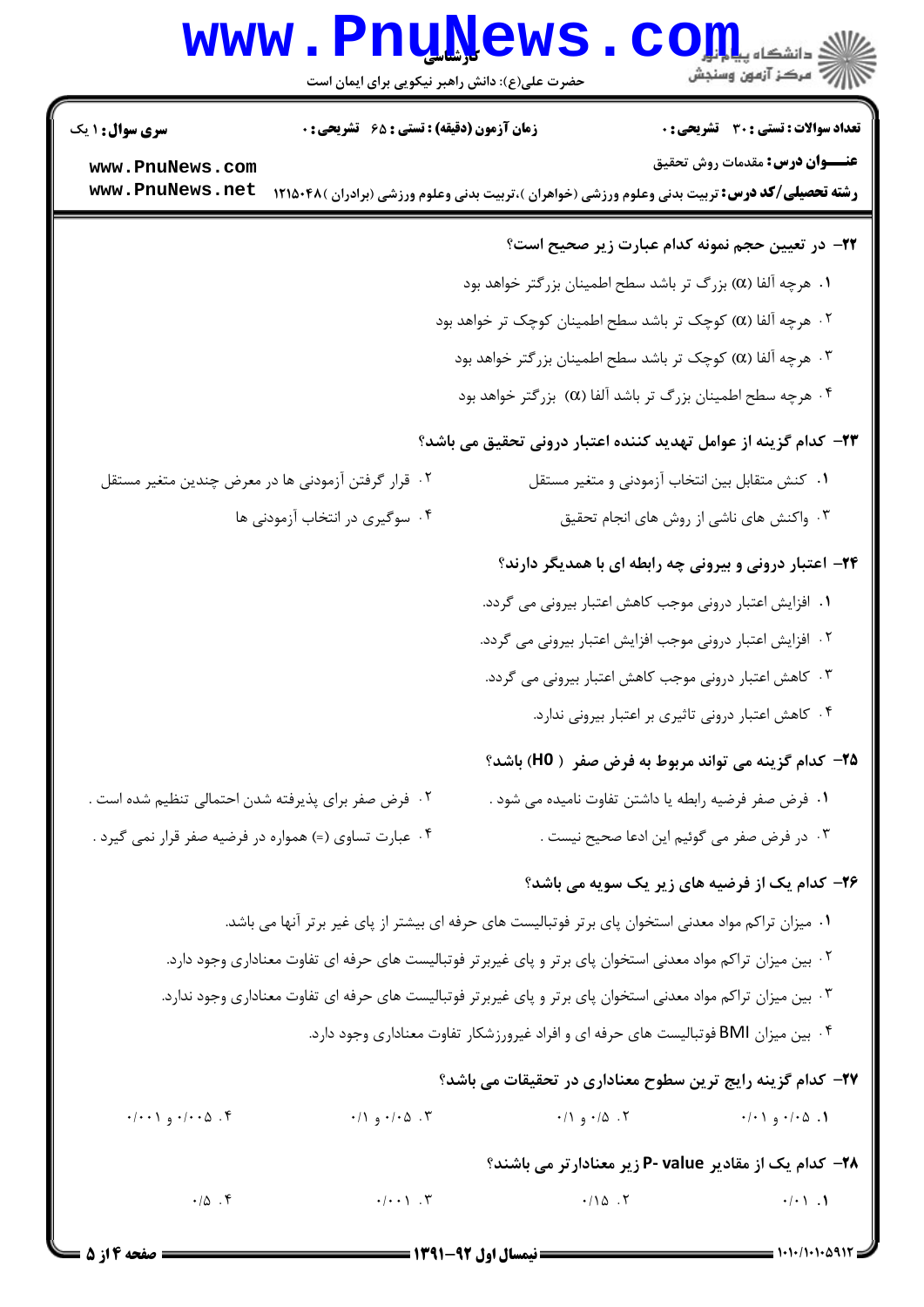۲۲- در تعیین حجم نمونه کدام عبارت زیر صحیح است؟

۱. هرچه آلفا (α) بزرگ تر باشد سطح اطمینان بزرگتر خواهد بود

۲. هرچه آلفا (α) کوچک تر باشد سطح اطمینان کوچک تر خواهد بود

۳. هرچه آلفا (α) کوچک تر باشد سطح اطمینان بزرگتر خواهد بود

۴. هرچه سطح اطمینان بزرگ تر باشد آلفا (α) بزرگتر خواهد بود

۲۳- کدام گزینه از عوامل تهدید کننده اعتبار درونی تحقیق می باشد؟

۱. کنش متقابل بین انتخاب آزمودنی و متغیر مستقل

۲. قرار گرفتن آزمودنی ها در معرض چندین متغیر مستقل

۳. واکنش های ناشی از روش های انجام تحقیق

۴. سوگیری در انتخاب آزمودنی ها

۲۴- اعتبار درونی و بیرونی چه رابطه ای با همدیگر دارند؟

۱. افزایش اعتبار درونی موجب کاهش اعتبار بیرونی می گردد.

۲. افزایش اعتبار درونی موجب افزایش اعتبار بیرونی می گردد.

۳. کاهش اعتبار درونی موجب کاهش اعتبار بیرونی می گردد.

۴. کاهش اعتبار درونی تاثیری بر اعتبار بیرونی ندارد.

۲۵- کدام گزینه می تواند مربوط به فرض صفر ( H0) باشد؟

۱. فرض صفر فرضیه رابطه یا داشتن تفاوت نامیده می شود .

۲. فرض صفر برای پذیرفته شدن احتمالی تنظیم شده است .

۳. در فرض صفر می گوئیم این ادعا صحیح نیست .

۴. عبارت تساوی (=) همواره در فرضیه صفر قرار نمی گیرد .

۲۶- کدام یک از فرضیه های زیر یک سویه می باشد؟

۱. میزان تراکم مواد معدنی استخوان پای برتر فوتبالیست های حرفه ای بیشتر از پای غیر برتر آنها می باشد.

۲. بین میزان تراکم مواد معدنی استخوان پای برتر و پای غیربرتر فوتبالیست های حرفه ای تفاوت معناداری وجود دارد.

۳. بین میزان تراکم مواد معدنی استخوان پای برتر و پای غیربرتر فوتبالیست های حرفه ای تفاوت معناداری وجود ندارد.

۴. بین میزان BMI فوتبالیست های حرفه ای و افراد غیرورزشکار تفاوت معناداری وجود دارد.

۲۷- کدام گزینه رایج ترین سطوح معناداری در تحقیقات می باشد؟

۱. ۰/۰۵ و ۰/۰۱

۲. ۰/۵ و ۰/۱

۳. ۰/۰۵ و ۰/۱

۴. ۰/۰۰۵ و ۰/۰۰۱

۲۸- کدام یک از مقادیر P- value زیر معنادارتر می باشند؟

۱. ۰/۰۱

۲. ۰/۱۵

۳. ۰/۰۰۱

۴. ۰/۵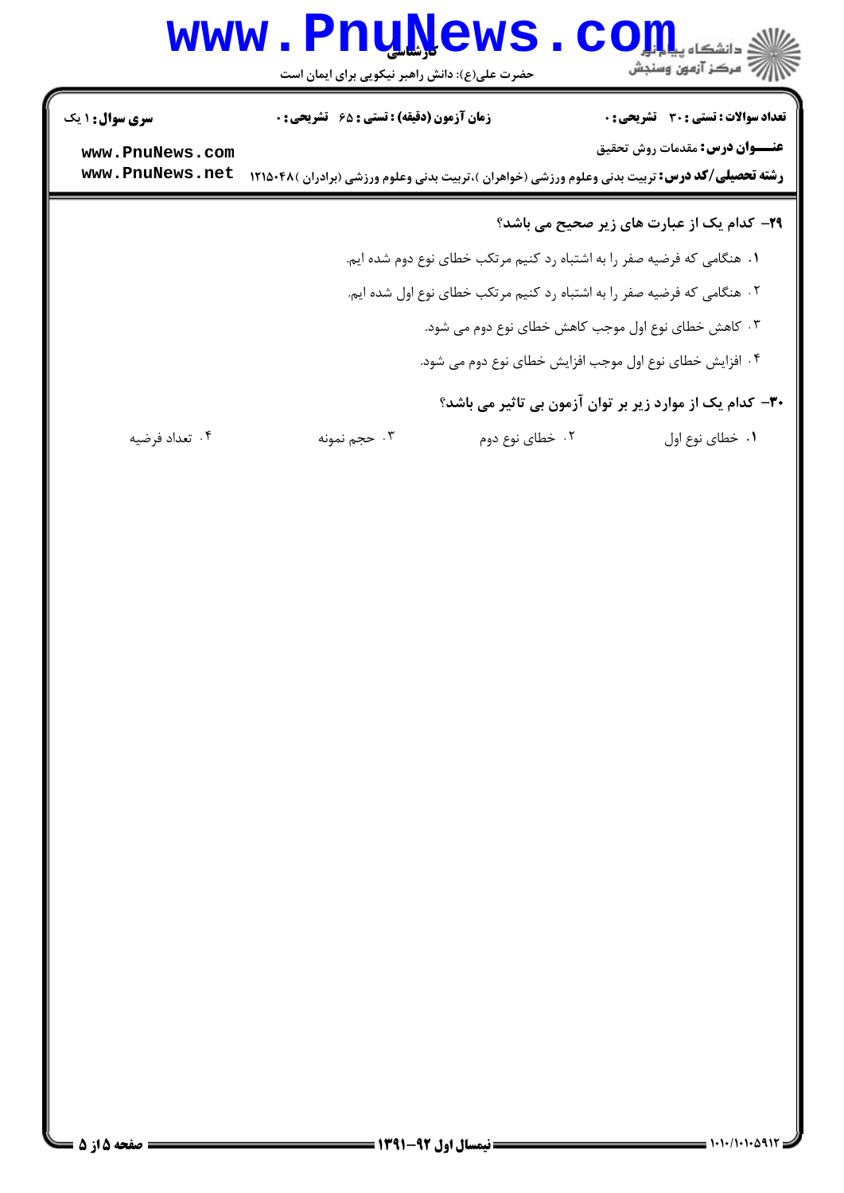**۲۹- کدام یک از عبارت های زیر صحیح می باشد؟**

۱. هنگامی که فرضیه صفر را به اشتباه رد کنیم مرتکب خطای نوع دوم شده ایم.

۲. هنگامی که فرضیه صفر را به اشتباه رد کنیم مرتکب خطای نوع اول شده ایم.

۳. کاهش خطای نوع اول موجب کاهش خطای نوع دوم می شود.

۴. افزایش خطای نوع اول موجب افزایش خطای نوع دوم می شود.

**۳۰- کدام یک از موارد زیر بر توان آزمون بی تاثیر می باشد؟**

۱. خطای نوع اول

۲. خطای نوع دوم

۳. حجم نمونه

۴. تعداد فرضیه